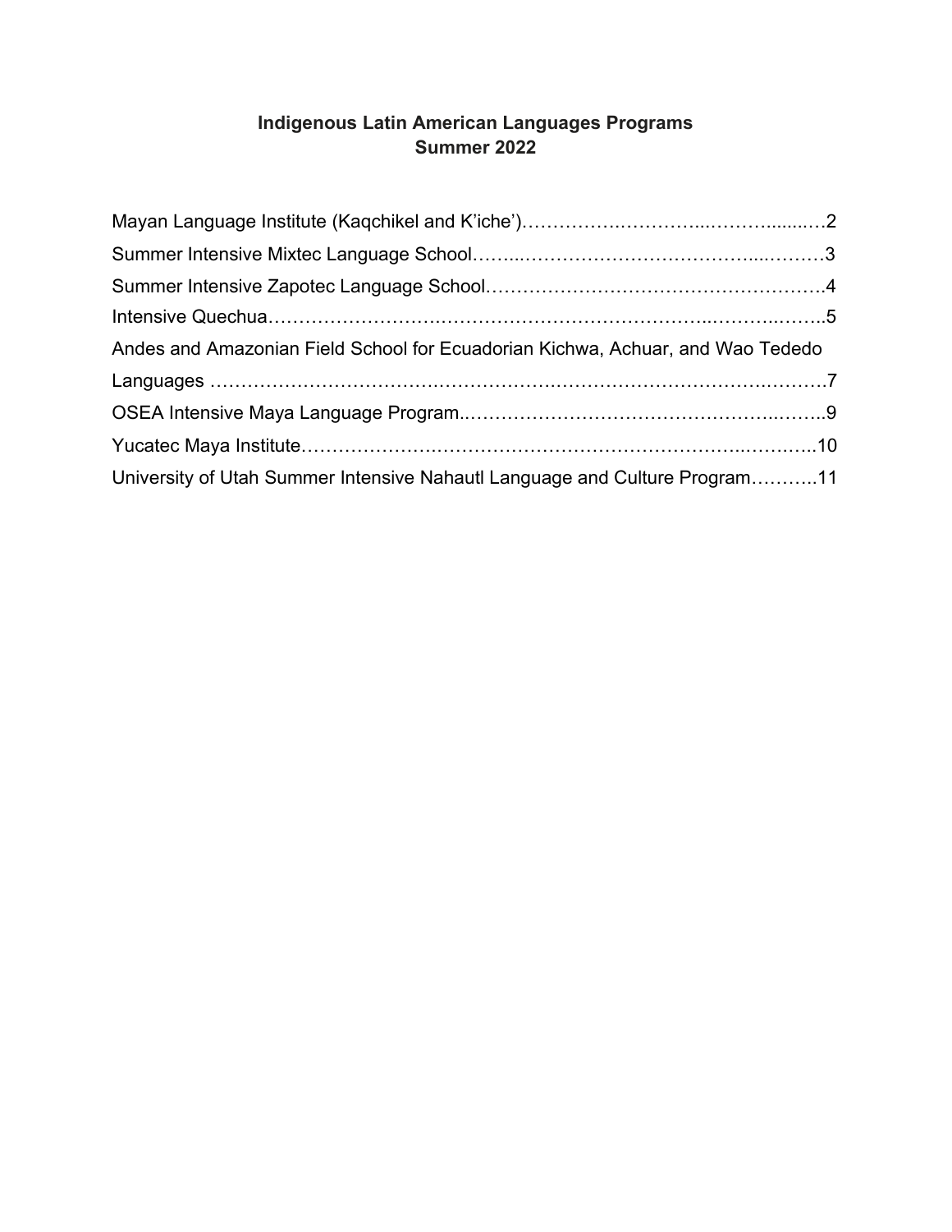# Indigenous Latin American Languages Programs
## Summer 2022

Mayan Language Institute (Kaqchikel and K'iche')……………………………………………2

Summer Intensive Mixtec Language School……………………………………………………3

Summer Intensive Zapotec Language School…………………………………………………4

Intensive Quechua……………………………………………………………………………………5

Andes and Amazonian Field School for Ecuadorian Kichwa, Achuar, and Wao Tededo Languages ……………………………………………………………………………………………7

OSEA Intensive Maya Language Program………………………………………………………9

Yucatec Maya Institute………………………………………………………………………………10

University of Utah Summer Intensive Nahautl Language and Culture Program………..11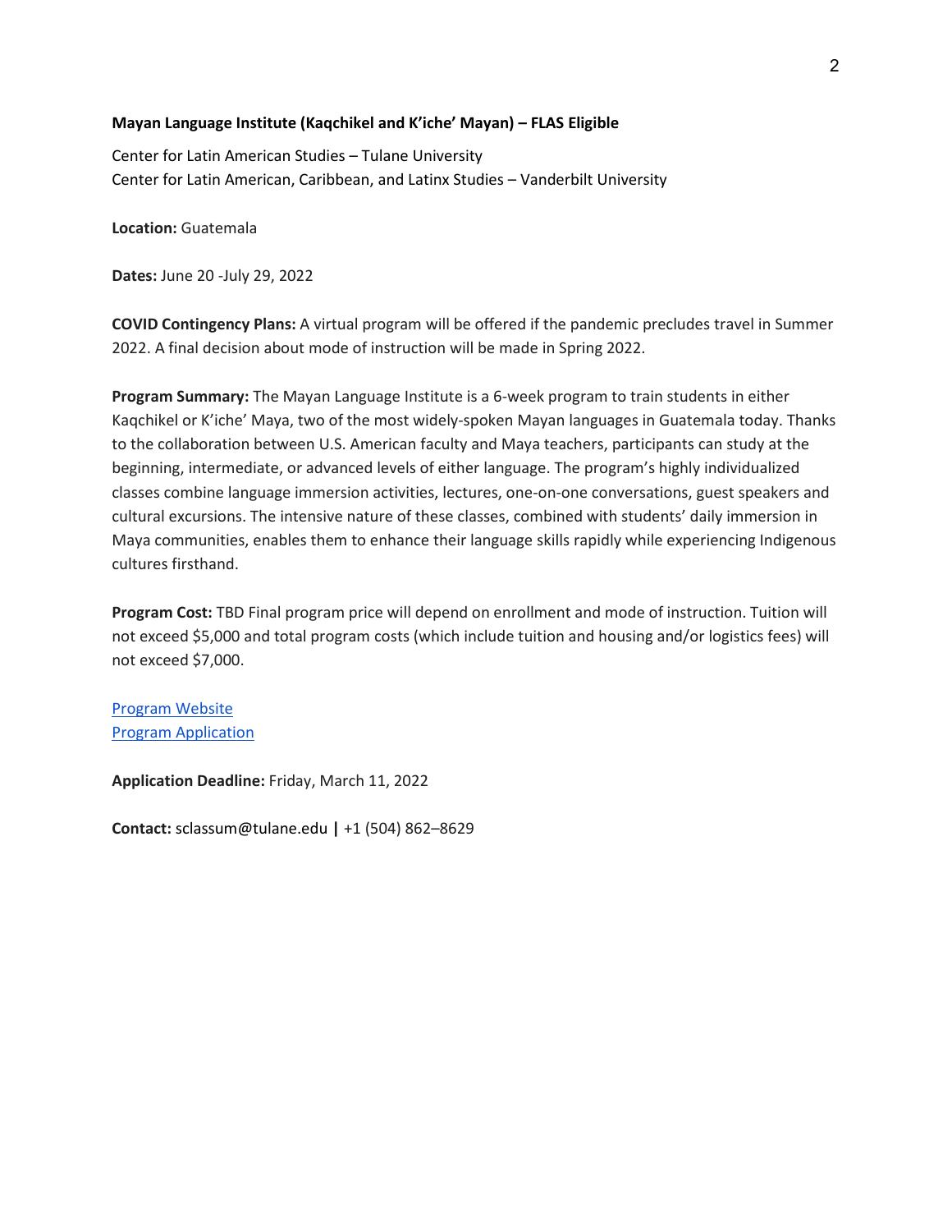**Mayan Language Institute (Kaqchikel and K'iche' Mayan) – FLAS Eligible**

Center for Latin American Studies – Tulane University
Center for Latin American, Caribbean, and Latinx Studies – Vanderbilt University

**Location:** Guatemala

**Dates:** June 20 -July 29, 2022

**COVID Contingency Plans:** A virtual program will be offered if the pandemic precludes travel in Summer 2022. A final decision about mode of instruction will be made in Spring 2022.

**Program Summary:** The Mayan Language Institute is a 6-week program to train students in either Kaqchikel or K'iche' Maya, two of the most widely-spoken Mayan languages in Guatemala today. Thanks to the collaboration between U.S. American faculty and Maya teachers, participants can study at the beginning, intermediate, or advanced levels of either language. The program's highly individualized classes combine language immersion activities, lectures, one-on-one conversations, guest speakers and cultural excursions. The intensive nature of these classes, combined with students' daily immersion in Maya communities, enables them to enhance their language skills rapidly while experiencing Indigenous cultures firsthand.

**Program Cost:** TBD Final program price will depend on enrollment and mode of instruction. Tuition will not exceed $5,000 and total program costs (which include tuition and housing and/or logistics fees) will not exceed $7,000.

Program Website
Program Application

**Application Deadline:** Friday, March 11, 2022

**Contact:** sclassum@tulane.edu **|** +1 (504) 862–8629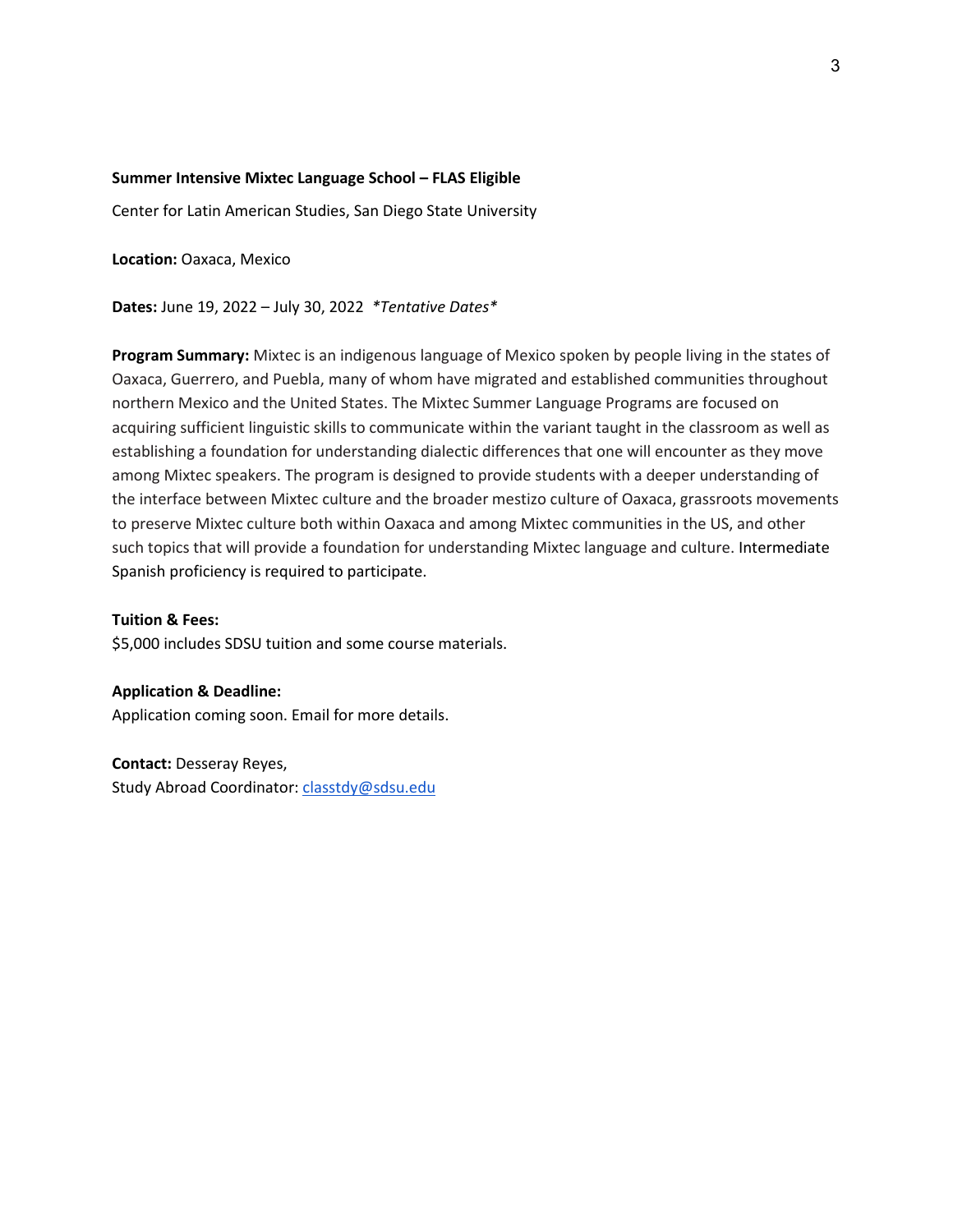**Summer Intensive Mixtec Language School – FLAS Eligible**

Center for Latin American Studies, San Diego State University

**Location:** Oaxaca, Mexico

**Dates:** June 19, 2022 – July 30, 2022 *\*Tentative Dates\**

**Program Summary:** Mixtec is an indigenous language of Mexico spoken by people living in the states of Oaxaca, Guerrero, and Puebla, many of whom have migrated and established communities throughout northern Mexico and the United States. The Mixtec Summer Language Programs are focused on acquiring sufficient linguistic skills to communicate within the variant taught in the classroom as well as establishing a foundation for understanding dialectic differences that one will encounter as they move among Mixtec speakers. The program is designed to provide students with a deeper understanding of the interface between Mixtec culture and the broader mestizo culture of Oaxaca, grassroots movements to preserve Mixtec culture both within Oaxaca and among Mixtec communities in the US, and other such topics that will provide a foundation for understanding Mixtec language and culture. Intermediate Spanish proficiency is required to participate.

**Tuition & Fees:**
$5,000 includes SDSU tuition and some course materials.

**Application & Deadline:**
Application coming soon. Email for more details.

**Contact:** Desseray Reyes,
Study Abroad Coordinator: classtdy@sdsu.edu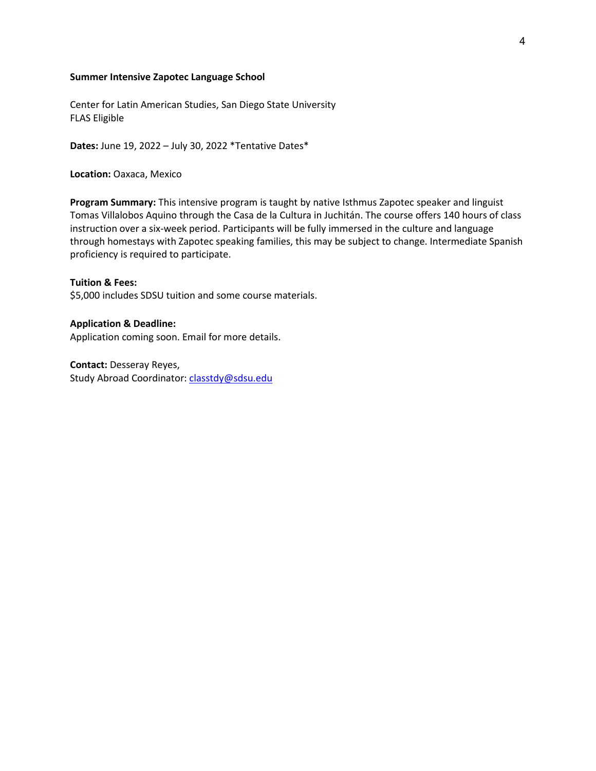**Summer Intensive Zapotec Language School**

Center for Latin American Studies, San Diego State University
FLAS Eligible

**Dates:** June 19, 2022 – July 30, 2022 *Tentative Dates*

**Location:** Oaxaca, Mexico

**Program Summary:** This intensive program is taught by native Isthmus Zapotec speaker and linguist Tomas Villalobos Aquino through the Casa de la Cultura in Juchitán. The course offers 140 hours of class instruction over a six-week period. Participants will be fully immersed in the culture and language through homestays with Zapotec speaking families, this may be subject to change. Intermediate Spanish proficiency is required to participate.

**Tuition & Fees:**
$5,000 includes SDSU tuition and some course materials.

**Application & Deadline:**
Application coming soon. Email for more details.

**Contact:** Desseray Reyes,
Study Abroad Coordinator: classtdy@sdsu.edu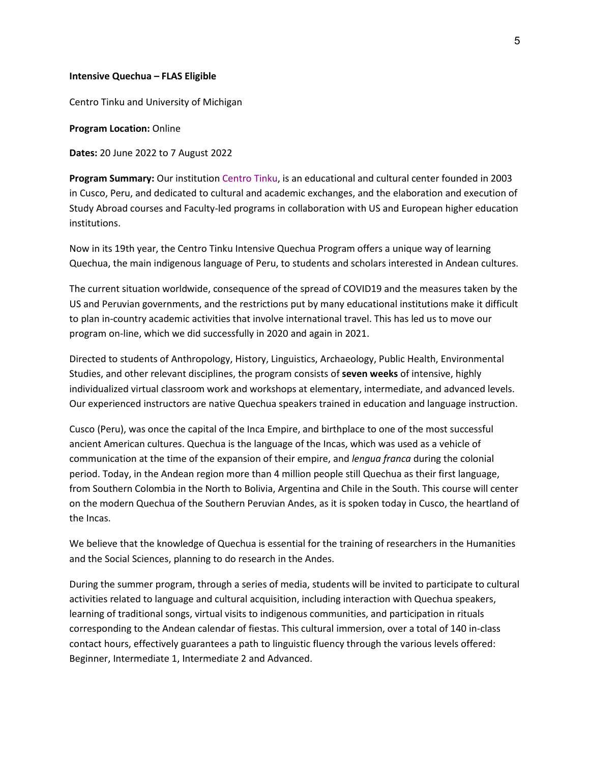**Intensive Quechua – FLAS Eligible**

Centro Tinku and University of Michigan

**Program Location:** Online

**Dates:** 20 June 2022 to 7 August 2022

**Program Summary:** Our institution Centro Tinku, is an educational and cultural center founded in 2003 in Cusco, Peru, and dedicated to cultural and academic exchanges, and the elaboration and execution of Study Abroad courses and Faculty-led programs in collaboration with US and European higher education institutions.

Now in its 19th year, the Centro Tinku Intensive Quechua Program offers a unique way of learning Quechua, the main indigenous language of Peru, to students and scholars interested in Andean cultures.

The current situation worldwide, consequence of the spread of COVID19 and the measures taken by the US and Peruvian governments, and the restrictions put by many educational institutions make it difficult to plan in-country academic activities that involve international travel. This has led us to move our program on-line, which we did successfully in 2020 and again in 2021.

Directed to students of Anthropology, History, Linguistics, Archaeology, Public Health, Environmental Studies, and other relevant disciplines, the program consists of **seven weeks** of intensive, highly individualized virtual classroom work and workshops at elementary, intermediate, and advanced levels. Our experienced instructors are native Quechua speakers trained in education and language instruction.

Cusco (Peru), was once the capital of the Inca Empire, and birthplace to one of the most successful ancient American cultures. Quechua is the language of the Incas, which was used as a vehicle of communication at the time of the expansion of their empire, and *lengua franca* during the colonial period. Today, in the Andean region more than 4 million people still Quechua as their first language, from Southern Colombia in the North to Bolivia, Argentina and Chile in the South. This course will center on the modern Quechua of the Southern Peruvian Andes, as it is spoken today in Cusco, the heartland of the Incas.

We believe that the knowledge of Quechua is essential for the training of researchers in the Humanities and the Social Sciences, planning to do research in the Andes.

During the summer program, through a series of media, students will be invited to participate to cultural activities related to language and cultural acquisition, including interaction with Quechua speakers, learning of traditional songs, virtual visits to indigenous communities, and participation in rituals corresponding to the Andean calendar of fiestas. This cultural immersion, over a total of 140 in-class contact hours, effectively guarantees a path to linguistic fluency through the various levels offered: Beginner, Intermediate 1, Intermediate 2 and Advanced.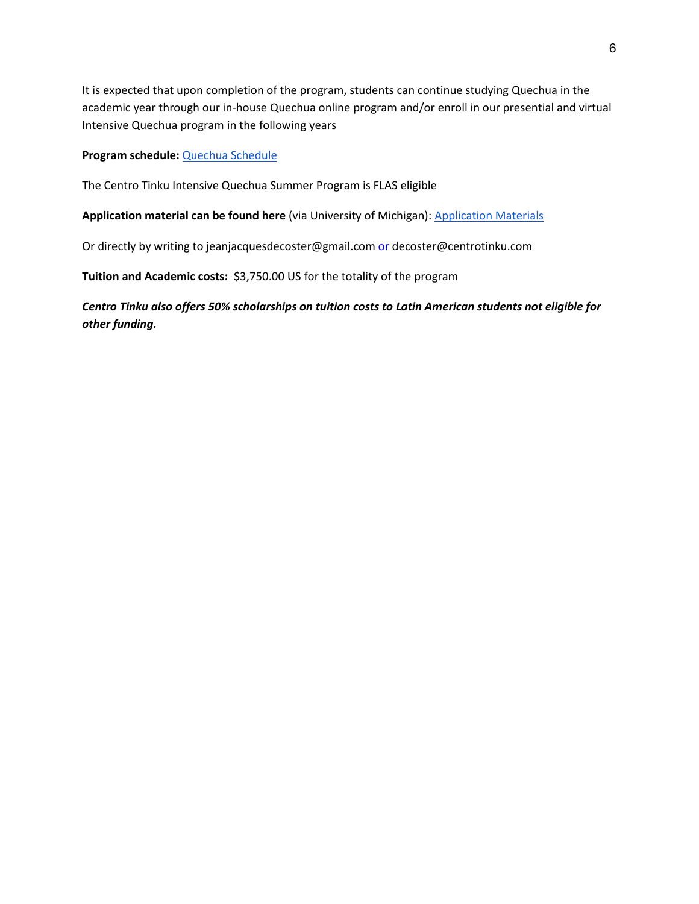It is expected that upon completion of the program, students can continue studying Quechua in the academic year through our in-house Quechua online program and/or enroll in our presential and virtual Intensive Quechua program in the following years

**Program schedule:** Quechua Schedule

The Centro Tinku Intensive Quechua Summer Program is FLAS eligible

**Application material can be found here** (via University of Michigan): Application Materials

Or directly by writing to jeanjacquesdecoster@gmail.com or decoster@centrotinku.com

**Tuition and Academic costs:** $3,750.00 US for the totality of the program

***Centro Tinku also offers 50% scholarships on tuition costs to Latin American students not eligible for other funding.***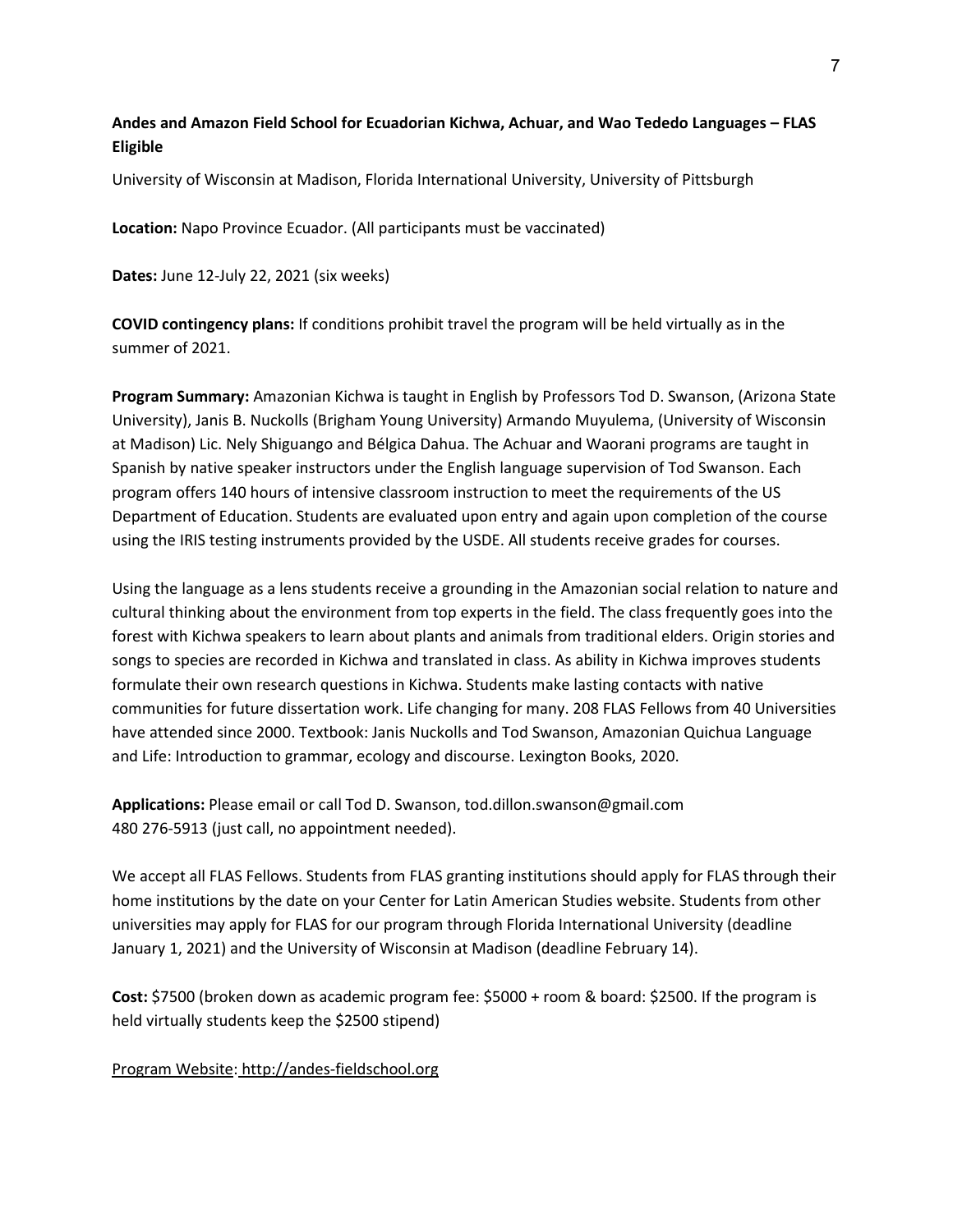**Andes and Amazon Field School for Ecuadorian Kichwa, Achuar, and Wao Tededo Languages – FLAS Eligible**

University of Wisconsin at Madison, Florida International University, University of Pittsburgh

**Location:** Napo Province Ecuador. (All participants must be vaccinated)

**Dates:** June 12-July 22, 2021 (six weeks)

**COVID contingency plans:** If conditions prohibit travel the program will be held virtually as in the summer of 2021.

**Program Summary:** Amazonian Kichwa is taught in English by Professors Tod D. Swanson, (Arizona State University), Janis B. Nuckolls (Brigham Young University) Armando Muyulema, (University of Wisconsin at Madison) Lic. Nely Shiguango and Bélgica Dahua. The Achuar and Waorani programs are taught in Spanish by native speaker instructors under the English language supervision of Tod Swanson. Each program offers 140 hours of intensive classroom instruction to meet the requirements of the US Department of Education. Students are evaluated upon entry and again upon completion of the course using the IRIS testing instruments provided by the USDE. All students receive grades for courses.

Using the language as a lens students receive a grounding in the Amazonian social relation to nature and cultural thinking about the environment from top experts in the field. The class frequently goes into the forest with Kichwa speakers to learn about plants and animals from traditional elders. Origin stories and songs to species are recorded in Kichwa and translated in class. As ability in Kichwa improves students formulate their own research questions in Kichwa. Students make lasting contacts with native communities for future dissertation work. Life changing for many. 208 FLAS Fellows from 40 Universities have attended since 2000. Textbook: Janis Nuckolls and Tod Swanson, Amazonian Quichua Language and Life: Introduction to grammar, ecology and discourse. Lexington Books, 2020.

**Applications:** Please email or call Tod D. Swanson, tod.dillon.swanson@gmail.com
480 276-5913 (just call, no appointment needed).

We accept all FLAS Fellows. Students from FLAS granting institutions should apply for FLAS through their home institutions by the date on your Center for Latin American Studies website. Students from other universities may apply for FLAS for our program through Florida International University (deadline January 1, 2021) and the University of Wisconsin at Madison (deadline February 14).

**Cost:** $7500 (broken down as academic program fee: $5000 + room & board: $2500. If the program is held virtually students keep the $2500 stipend)

Program Website: http://andes-fieldschool.org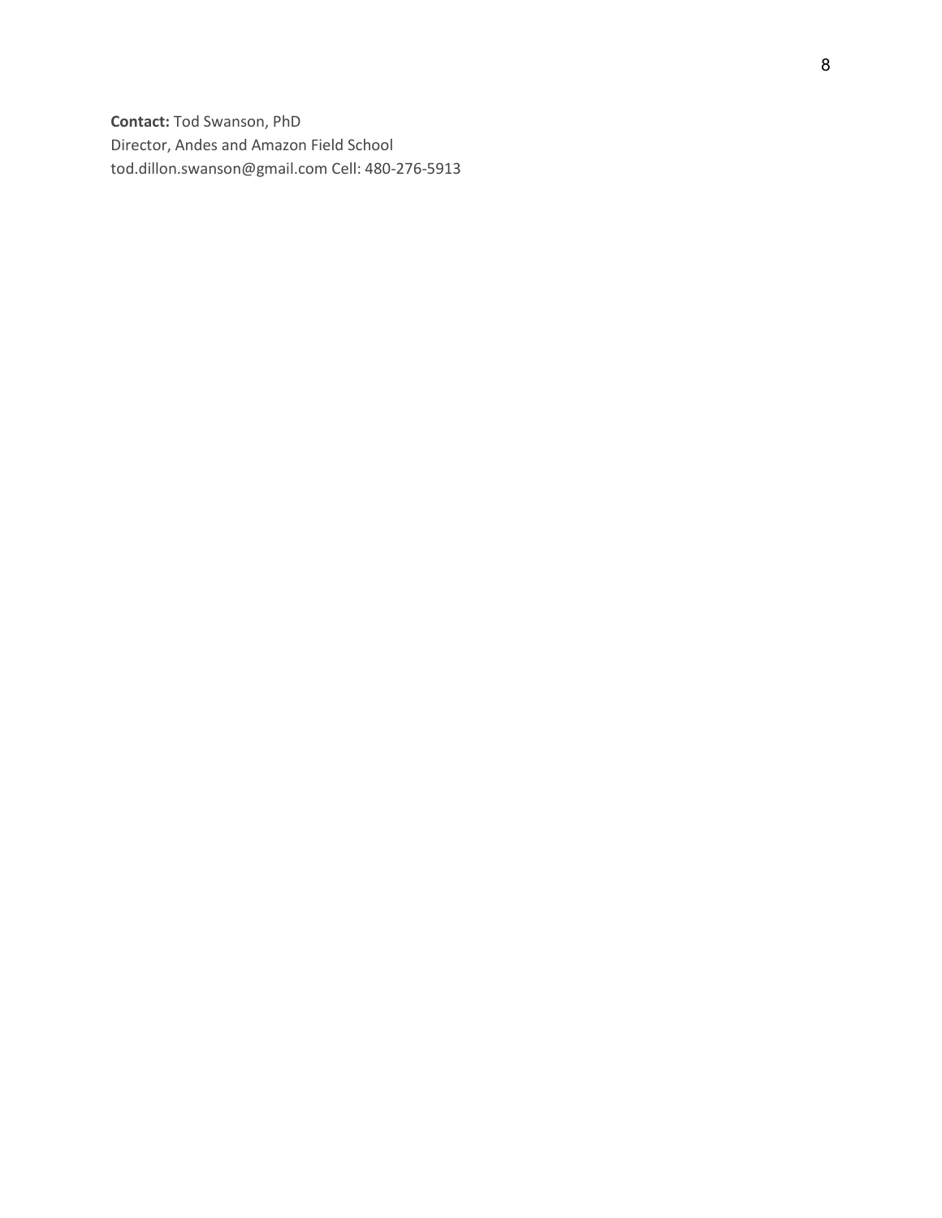**Contact:** Tod Swanson, PhD
Director, Andes and Amazon Field School
tod.dillon.swanson@gmail.com Cell: 480-276-5913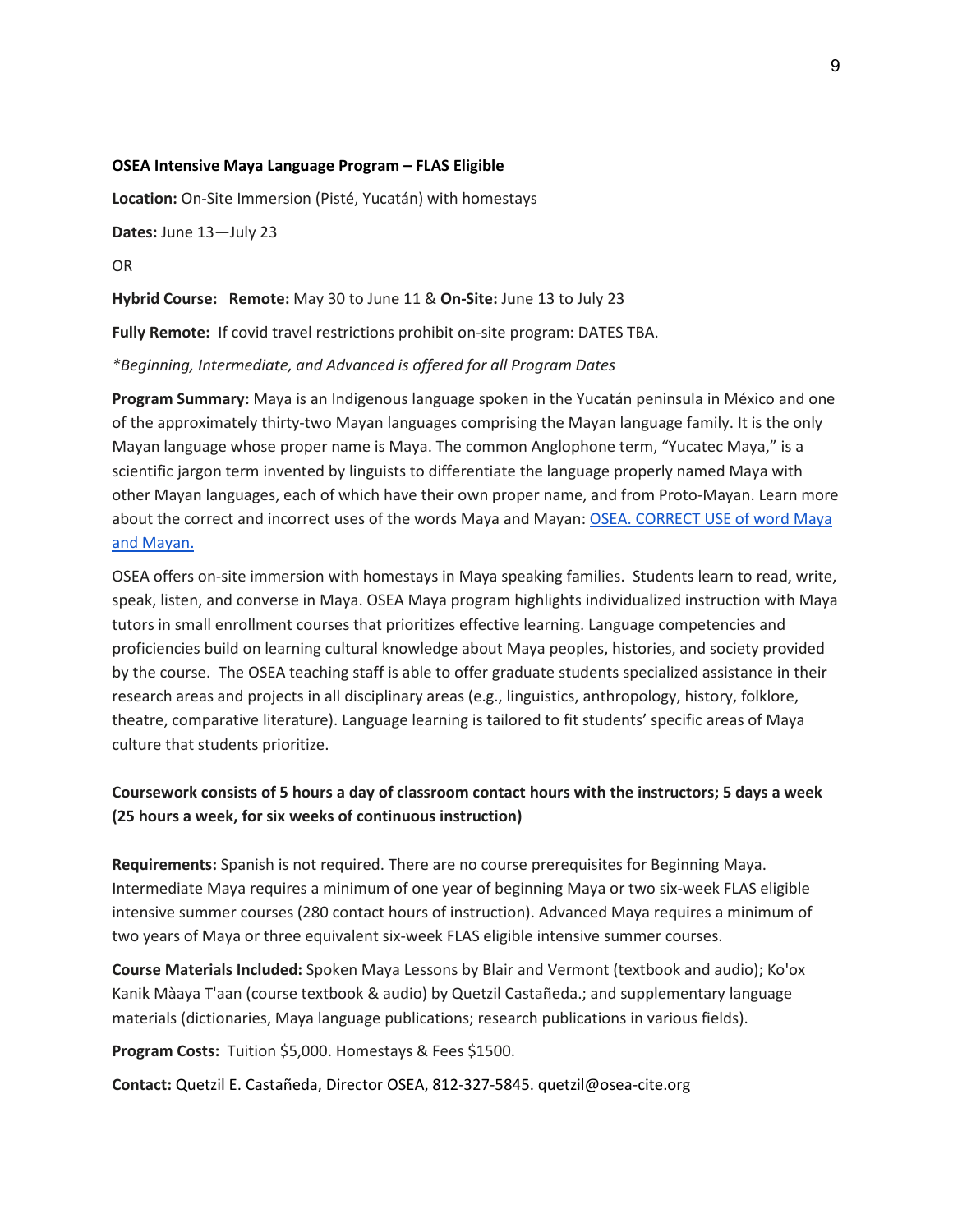**OSEA Intensive Maya Language Program – FLAS Eligible**

**Location:** On-Site Immersion (Pisté, Yucatán) with homestays

**Dates:** June 13—July 23

OR

**Hybrid Course:** **Remote:** May 30 to June 11 & **On-Site:** June 13 to July 23

**Fully Remote:** If covid travel restrictions prohibit on-site program: DATES TBA.

*\*Beginning, Intermediate, and Advanced is offered for all Program Dates*

**Program Summary:** Maya is an Indigenous language spoken in the Yucatán peninsula in México and one of the approximately thirty-two Mayan languages comprising the Mayan language family. It is the only Mayan language whose proper name is Maya. The common Anglophone term, "Yucatec Maya," is a scientific jargon term invented by linguists to differentiate the language properly named Maya with other Mayan languages, each of which have their own proper name, and from Proto-Mayan. Learn more about the correct and incorrect uses of the words Maya and Mayan: OSEA. CORRECT USE of word Maya and Mayan.

OSEA offers on-site immersion with homestays in Maya speaking families. Students learn to read, write, speak, listen, and converse in Maya. OSEA Maya program highlights individualized instruction with Maya tutors in small enrollment courses that prioritizes effective learning. Language competencies and proficiencies build on learning cultural knowledge about Maya peoples, histories, and society provided by the course. The OSEA teaching staff is able to offer graduate students specialized assistance in their research areas and projects in all disciplinary areas (e.g., linguistics, anthropology, history, folklore, theatre, comparative literature). Language learning is tailored to fit students' specific areas of Maya culture that students prioritize.

**Coursework consists of 5 hours a day of classroom contact hours with the instructors; 5 days a week (25 hours a week, for six weeks of continuous instruction)**

**Requirements:** Spanish is not required. There are no course prerequisites for Beginning Maya. Intermediate Maya requires a minimum of one year of beginning Maya or two six-week FLAS eligible intensive summer courses (280 contact hours of instruction). Advanced Maya requires a minimum of two years of Maya or three equivalent six-week FLAS eligible intensive summer courses.

**Course Materials Included:** Spoken Maya Lessons by Blair and Vermont (textbook and audio); Ko'ox Kanik Màaya T'aan (course textbook & audio) by Quetzil Castañeda.; and supplementary language materials (dictionaries, Maya language publications; research publications in various fields).

**Program Costs:** Tuition $5,000. Homestays & Fees $1500.

**Contact:** Quetzil E. Castañeda, Director OSEA, 812-327-5845. quetzil@osea-cite.org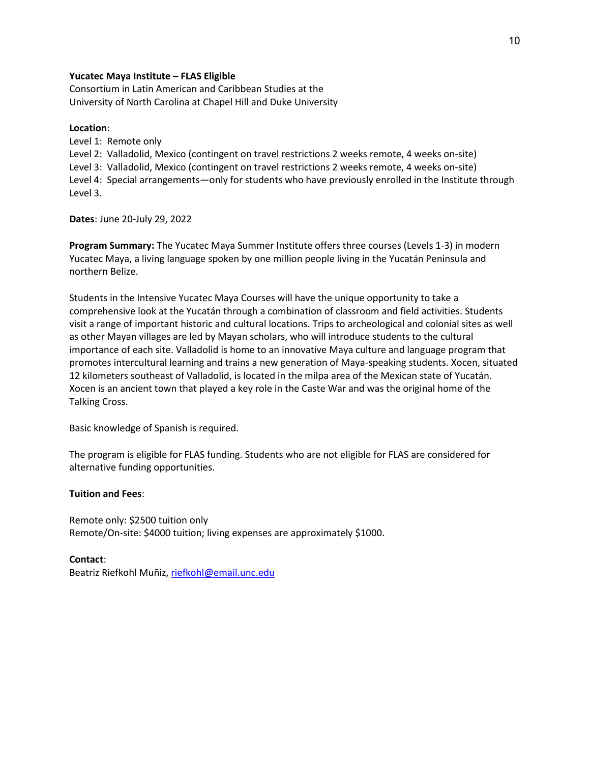**Yucatec Maya Institute – FLAS Eligible**
Consortium in Latin American and Caribbean Studies at the
University of North Carolina at Chapel Hill and Duke University

**Location**:
Level 1: Remote only
Level 2: Valladolid, Mexico (contingent on travel restrictions 2 weeks remote, 4 weeks on-site)
Level 3: Valladolid, Mexico (contingent on travel restrictions 2 weeks remote, 4 weeks on-site)
Level 4: Special arrangements—only for students who have previously enrolled in the Institute through Level 3.

**Dates**: June 20-July 29, 2022

**Program Summary:** The Yucatec Maya Summer Institute offers three courses (Levels 1-3) in modern Yucatec Maya, a living language spoken by one million people living in the Yucatán Peninsula and northern Belize.

Students in the Intensive Yucatec Maya Courses will have the unique opportunity to take a comprehensive look at the Yucatán through a combination of classroom and field activities. Students visit a range of important historic and cultural locations. Trips to archeological and colonial sites as well as other Mayan villages are led by Mayan scholars, who will introduce students to the cultural importance of each site. Valladolid is home to an innovative Maya culture and language program that promotes intercultural learning and trains a new generation of Maya-speaking students. Xocen, situated 12 kilometers southeast of Valladolid, is located in the milpa area of the Mexican state of Yucatán. Xocen is an ancient town that played a key role in the Caste War and was the original home of the Talking Cross.

Basic knowledge of Spanish is required.

The program is eligible for FLAS funding. Students who are not eligible for FLAS are considered for alternative funding opportunities.

**Tuition and Fees**:

Remote only: $2500 tuition only
Remote/On-site: $4000 tuition; living expenses are approximately $1000.

**Contact**:
Beatriz Riefkohl Muñiz, [riefkohl@email.unc.edu](mailto:riefkohl@email.unc.edu)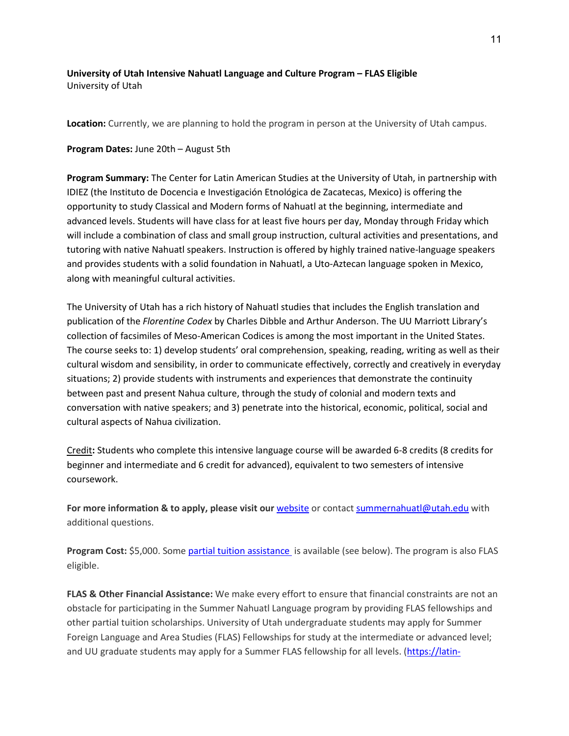**University of Utah Intensive Nahuatl Language and Culture Program – FLAS Eligible**
University of Utah

**Location:** Currently, we are planning to hold the program in person at the University of Utah campus.

**Program Dates:** June 20th – August 5th

**Program Summary:** The Center for Latin American Studies at the University of Utah, in partnership with IDIEZ (the Instituto de Docencia e Investigación Etnológica de Zacatecas, Mexico) is offering the opportunity to study Classical and Modern forms of Nahuatl at the beginning, intermediate and advanced levels. Students will have class for at least five hours per day, Monday through Friday which will include a combination of class and small group instruction, cultural activities and presentations, and tutoring with native Nahuatl speakers. Instruction is offered by highly trained native-language speakers and provides students with a solid foundation in Nahuatl, a Uto-Aztecan language spoken in Mexico, along with meaningful cultural activities.

The University of Utah has a rich history of Nahuatl studies that includes the English translation and publication of the *Florentine Codex* by Charles Dibble and Arthur Anderson. The UU Marriott Library's collection of facsimiles of Meso-American Codices is among the most important in the United States. The course seeks to: 1) develop students' oral comprehension, speaking, reading, writing as well as their cultural wisdom and sensibility, in order to communicate effectively, correctly and creatively in everyday situations; 2) provide students with instruments and experiences that demonstrate the continuity between past and present Nahua culture, through the study of colonial and modern texts and conversation with native speakers; and 3) penetrate into the historical, economic, political, social and cultural aspects of Nahua civilization.

Credit**:** Students who complete this intensive language course will be awarded 6-8 credits (8 credits for beginner and intermediate and 6 credit for advanced), equivalent to two semesters of intensive coursework.

**For more information & to apply, please visit our** website or contact summernahuatl@utah.edu with additional questions.

**Program Cost:** $5,000. Some partial tuition assistance is available (see below). The program is also FLAS eligible.

**FLAS & Other Financial Assistance:** We make every effort to ensure that financial constraints are not an obstacle for participating in the Summer Nahuatl Language program by providing FLAS fellowships and other partial tuition scholarships. University of Utah undergraduate students may apply for Summer Foreign Language and Area Studies (FLAS) Fellowships for study at the intermediate or advanced level; and UU graduate students may apply for a Summer FLAS fellowship for all levels. (https://latin-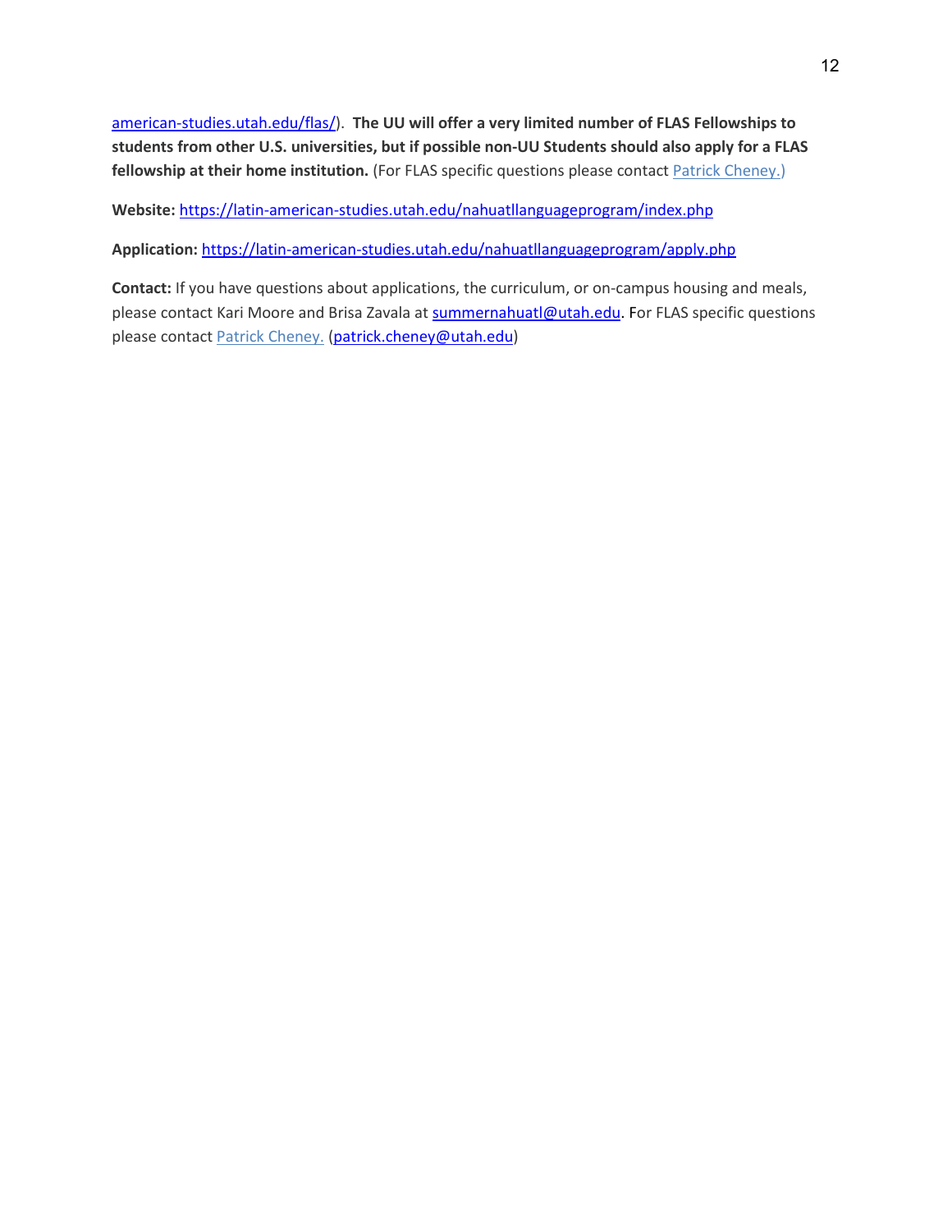american-studies.utah.edu/flas/). **The UU will offer a very limited number of FLAS Fellowships to students from other U.S. universities, but if possible non-UU Students should also apply for a FLAS fellowship at their home institution.** (For FLAS specific questions please contact Patrick Cheney.)

**Website:** https://latin-american-studies.utah.edu/nahuatllanguageprogram/index.php

**Application:** https://latin-american-studies.utah.edu/nahuatllanguageprogram/apply.php

**Contact:** If you have questions about applications, the curriculum, or on-campus housing and meals, please contact Kari Moore and Brisa Zavala at summernahuatl@utah.edu. For FLAS specific questions please contact Patrick Cheney. (patrick.cheney@utah.edu)